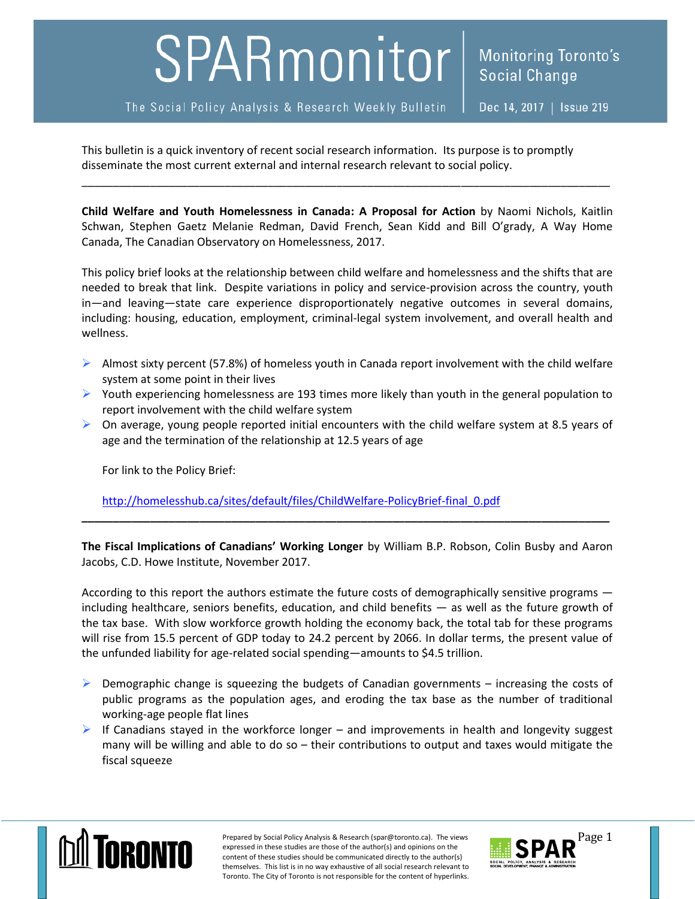# SPARmonitor

Monitoring Toronto's Social Change

The Social Policy Analysis & Research Weekly Bulletin | Dec 14, 2017 | Issue 219

This bulletin is a quick inventory of recent social research information. Its purpose is to promptly disseminate the most current external and internal research relevant to social policy.

---

**Child Welfare and Youth Homelessness in Canada: A Proposal for Action** by Naomi Nichols, Kaitlin Schwan, Stephen Gaetz Melanie Redman, David French, Sean Kidd and Bill O'grady, A Way Home Canada, The Canadian Observatory on Homelessness, 2017.

This policy brief looks at the relationship between child welfare and homelessness and the shifts that are needed to break that link. Despite variations in policy and service-provision across the country, youth in—and leaving—state care experience disproportionately negative outcomes in several domains, including: housing, education, employment, criminal-legal system involvement, and overall health and wellness.

- Almost sixty percent (57.8%) of homeless youth in Canada report involvement with the child welfare system at some point in their lives
- Youth experiencing homelessness are 193 times more likely than youth in the general population to report involvement with the child welfare system
- On average, young people reported initial encounters with the child welfare system at 8.5 years of age and the termination of the relationship at 12.5 years of age

For link to the Policy Brief:

http://homelesshub.ca/sites/default/files/ChildWelfare-PolicyBrief-final_0.pdf

---

**The Fiscal Implications of Canadians' Working Longer** by William B.P. Robson, Colin Busby and Aaron Jacobs, C.D. Howe Institute, November 2017.

According to this report the authors estimate the future costs of demographically sensitive programs — including healthcare, seniors benefits, education, and child benefits — as well as the future growth of the tax base. With slow workforce growth holding the economy back, the total tab for these programs will rise from 15.5 percent of GDP today to 24.2 percent by 2066. In dollar terms, the present value of the unfunded liability for age-related social spending—amounts to $4.5 trillion.

- Demographic change is squeezing the budgets of Canadian governments – increasing the costs of public programs as the population ages, and eroding the tax base as the number of traditional working-age people flat lines
- If Canadians stayed in the workforce longer – and improvements in health and longevity suggest many will be willing and able to do so – their contributions to output and taxes would mitigate the fiscal squeeze

Prepared by Social Policy Analysis & Research (spar@toronto.ca). The views expressed in these studies are those of the author(s) and opinions on the content of these studies should be communicated directly to the author(s) themselves. This list is in no way exhaustive of all social research relevant to Toronto. The City of Toronto is not responsible for the content of hyperlinks.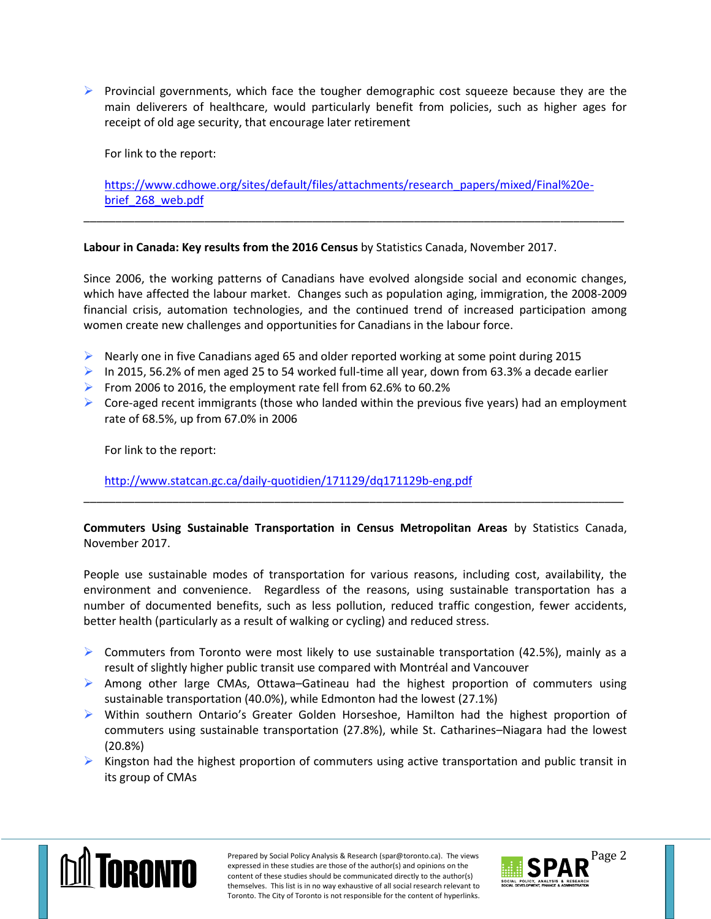- Provincial governments, which face the tougher demographic cost squeeze because they are the main deliverers of healthcare, would particularly benefit from policies, such as higher ages for receipt of old age security, that encourage later retirement

  For link to the report:

  https://www.cdhowe.org/sites/default/files/attachments/research_papers/mixed/Final%20e-brief_268_web.pdf

---

**Labour in Canada: Key results from the 2016 Census** by Statistics Canada, November 2017.

Since 2006, the working patterns of Canadians have evolved alongside social and economic changes, which have affected the labour market. Changes such as population aging, immigration, the 2008-2009 financial crisis, automation technologies, and the continued trend of increased participation among women create new challenges and opportunities for Canadians in the labour force.

- Nearly one in five Canadians aged 65 and older reported working at some point during 2015
- In 2015, 56.2% of men aged 25 to 54 worked full-time all year, down from 63.3% a decade earlier
- From 2006 to 2016, the employment rate fell from 62.6% to 60.2%
- Core-aged recent immigrants (those who landed within the previous five years) had an employment rate of 68.5%, up from 67.0% in 2006

  For link to the report:

  http://www.statcan.gc.ca/daily-quotidien/171129/dq171129b-eng.pdf

---

**Commuters Using Sustainable Transportation in Census Metropolitan Areas** by Statistics Canada, November 2017.

People use sustainable modes of transportation for various reasons, including cost, availability, the environment and convenience. Regardless of the reasons, using sustainable transportation has a number of documented benefits, such as less pollution, reduced traffic congestion, fewer accidents, better health (particularly as a result of walking or cycling) and reduced stress.

- Commuters from Toronto were most likely to use sustainable transportation (42.5%), mainly as a result of slightly higher public transit use compared with Montréal and Vancouver
- Among other large CMAs, Ottawa–Gatineau had the highest proportion of commuters using sustainable transportation (40.0%), while Edmonton had the lowest (27.1%)
- Within southern Ontario's Greater Golden Horseshoe, Hamilton had the highest proportion of commuters using sustainable transportation (27.8%), while St. Catharines–Niagara had the lowest (20.8%)
- Kingston had the highest proportion of commuters using active transportation and public transit in its group of CMAs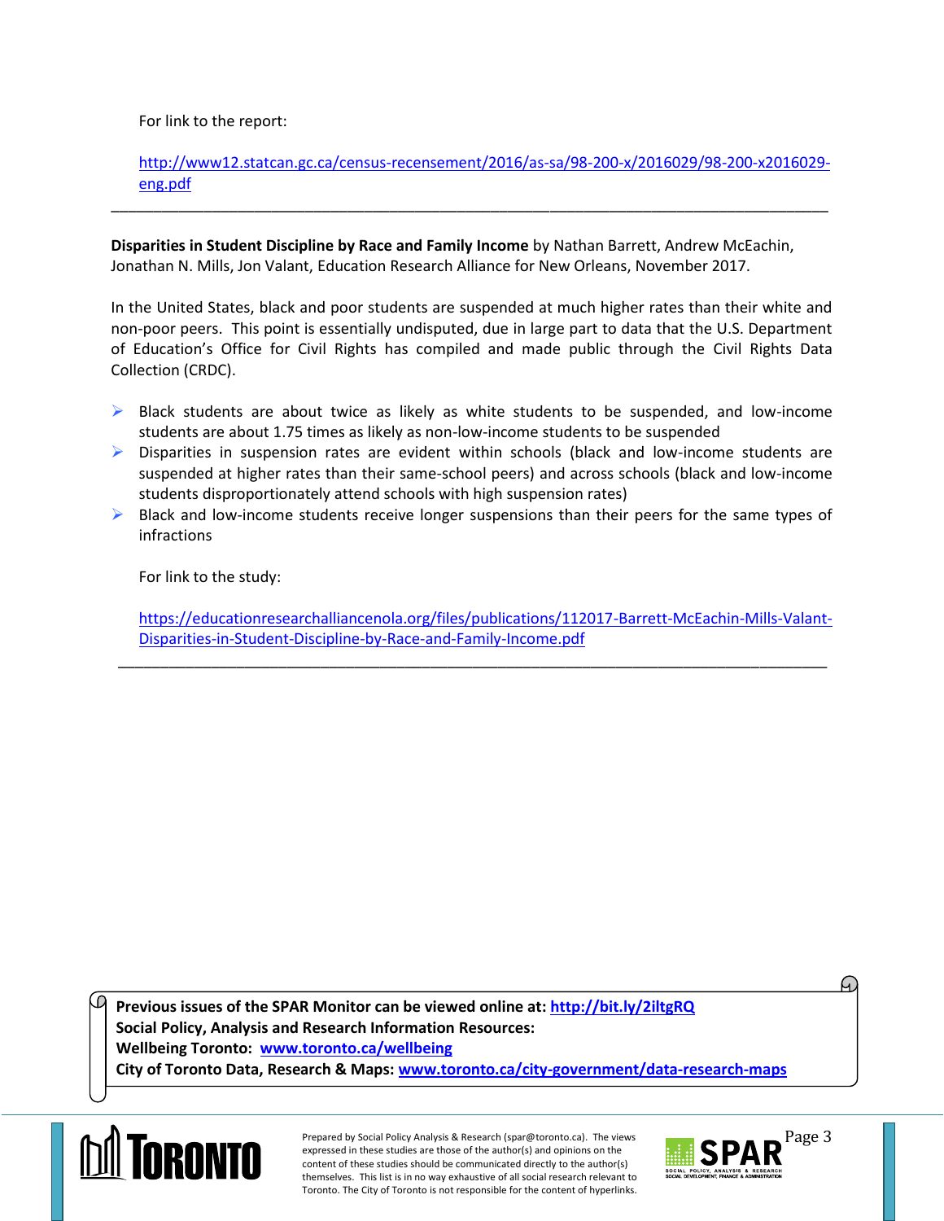For link to the report:

http://www12.statcan.gc.ca/census-recensement/2016/as-sa/98-200-x/2016029/98-200-x2016029-eng.pdf

---

**Disparities in Student Discipline by Race and Family Income** by Nathan Barrett, Andrew McEachin, Jonathan N. Mills, Jon Valant, Education Research Alliance for New Orleans, November 2017.

In the United States, black and poor students are suspended at much higher rates than their white and non-poor peers. This point is essentially undisputed, due in large part to data that the U.S. Department of Education's Office for Civil Rights has compiled and made public through the Civil Rights Data Collection (CRDC).

- Black students are about twice as likely as white students to be suspended, and low-income students are about 1.75 times as likely as non-low-income students to be suspended
- Disparities in suspension rates are evident within schools (black and low-income students are suspended at higher rates than their same-school peers) and across schools (black and low-income students disproportionately attend schools with high suspension rates)
- Black and low-income students receive longer suspensions than their peers for the same types of infractions

For link to the study:

https://educationresearchalliancenola.org/files/publications/112017-Barrett-McEachin-Mills-Valant-Disparities-in-Student-Discipline-by-Race-and-Family-Income.pdf

---

**Previous issues of the SPAR Monitor can be viewed online at: http://bit.ly/2iltgRQ**
**Social Policy, Analysis and Research Information Resources:**
**Wellbeing Toronto: www.toronto.ca/wellbeing**
**City of Toronto Data, Research & Maps: www.toronto.ca/city-government/data-research-maps**

Prepared by Social Policy Analysis & Research (spar@toronto.ca). The views expressed in these studies are those of the author(s) and opinions on the content of these studies should be communicated directly to the author(s) themselves. This list is in no way exhaustive of all social research relevant to Toronto. The City of Toronto is not responsible for the content of hyperlinks.